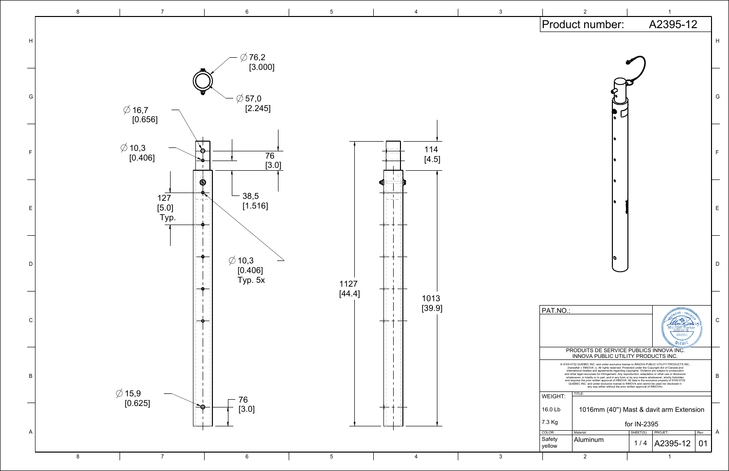# Product number: A2395-12

Ø 76,2 [3.000]

Ø 57,0 [2.245]

Ø 16,7 [0.656]

Ø 10,3 [0.406]

76 [3.0]

127 [5.0] Typ.

38,5 [1.516]

Ø 10,3 [0.406] Typ. 5x

Ø 15,9 [0.625]

76 [3.0]

1127 [44.4]

114 [4.5]

1013 [39.9]

PAT.NO.:

PRODUITS DE SERVICE PUBLICS INNOVA INC.
INNOVA PUBLIC UTILITY PRODUCTS INC.

© 9105-0732 QUEBEC INC. and under exclusive license to INNOVA PUBLIC UTILITY PRODUCTS INC., (hereafter « INNOVA »). All rights reserved. Protected under the Copyright Act of Canada and international treaties and agreements regarding copyrights. Violators are subject to prosecution and other legal recourses for infringement. Any reproduction, adaptation or other use or disclosure whatsoever, in totality or in part, and in any form or by any means whatsoever, strictly forbidden and requires the prior written approval of INNOVA. All data is the exclusive property of 9105-0732 QUEBEC INC. and under exclusive license to INNOVA and cannot be used nor disclosed in any way either without the prior written approval of INNOVA».

| WEIGHT: | TITLE: | | | |
|---|---|---|---|---|
| 16.0 Lb | 1016mm (40") Mast & davit arm Extension | | | |
| 7.3 Kg | for IN-2395 | | | |
| COLOR: | Material: | SHEET(S): | PROJET: | Rev. |
| Safety yellow | Aluminum | 1 / 4 | A2395-12 | 01 |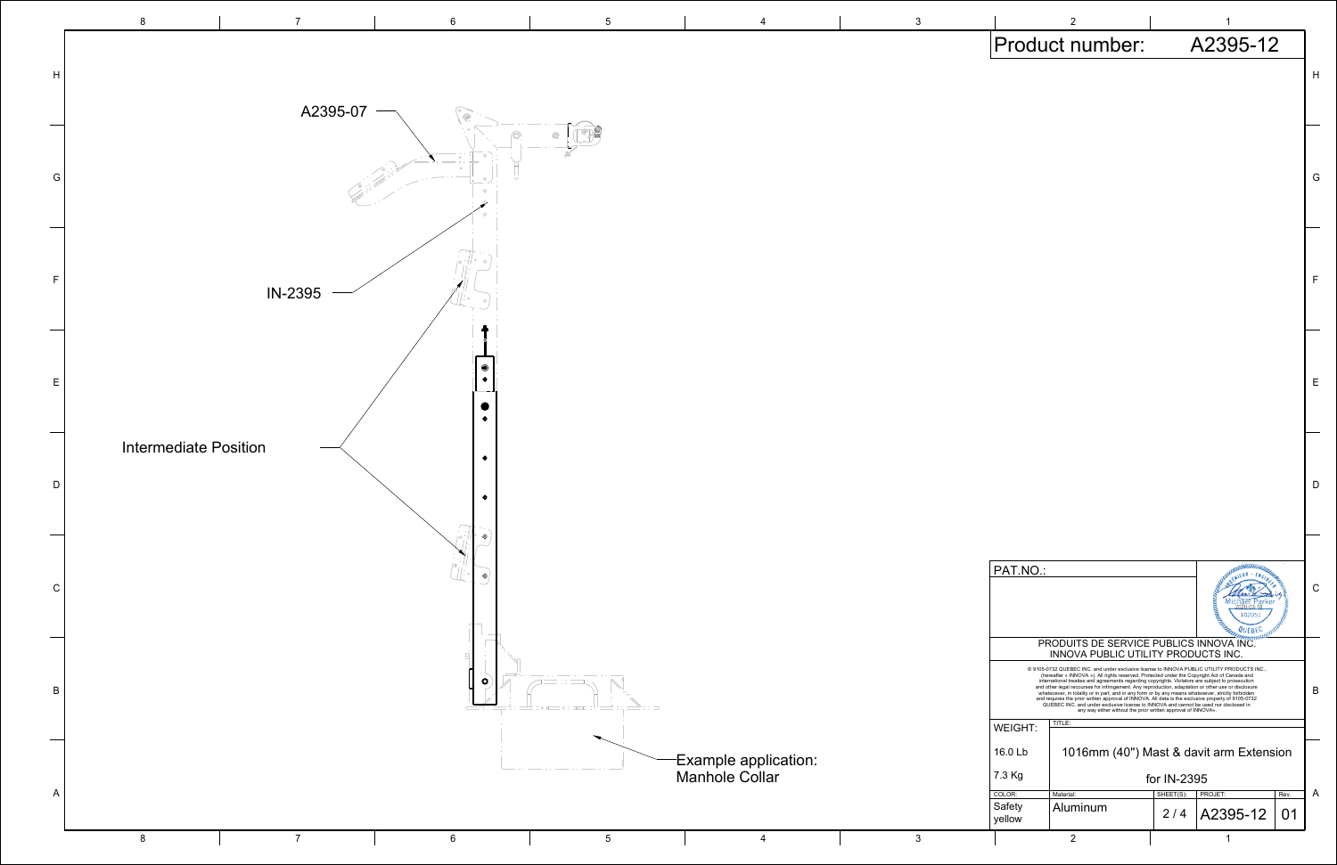# Product number: A2395-12

A2395-07

IN-2395

Intermediate Position

Example application:
Manhole Collar

PAT.NO.:

PRODUITS DE SERVICE PUBLICS INNOVA INC.
INNOVA PUBLIC UTILITY PRODUCTS INC.

© 9105-0732 QUEBEC INC. and under exclusive license to INNOVA PUBLIC UTILITY PRODUCTS INC., (hereafter « INNOVA »). All rights reserved. Protected under the Copyright Act of Canada and international treaties and agreements regarding copyrights. Violators are subject to prosecution and other legal recourses for infringement. Any reproduction, adaptation or other use or disclosure whatsoever, in totality or in part, and in any form or by any means whatsoever, strictly forbidden and requires the prior written approval of INNOVA. All data is the exclusive property of 9105-0732 QUEBEC INC. and under exclusive license to INNOVA and cannot be used nor disclosed in any way either without the prior written approval of INNOVA».

| WEIGHT: | TITLE: | | | |
|---|---|---|---|---|
| 16.0 Lb | 1016mm (40") Mast & davit arm Extension | | | |
| 7.3 Kg | for IN-2395 | | | |
| COLOR: | Material: | SHEET(S): | PROJET: | Rev. |
| Safety yellow | Aluminum | 2 / 4 | A2395-12 | 01 |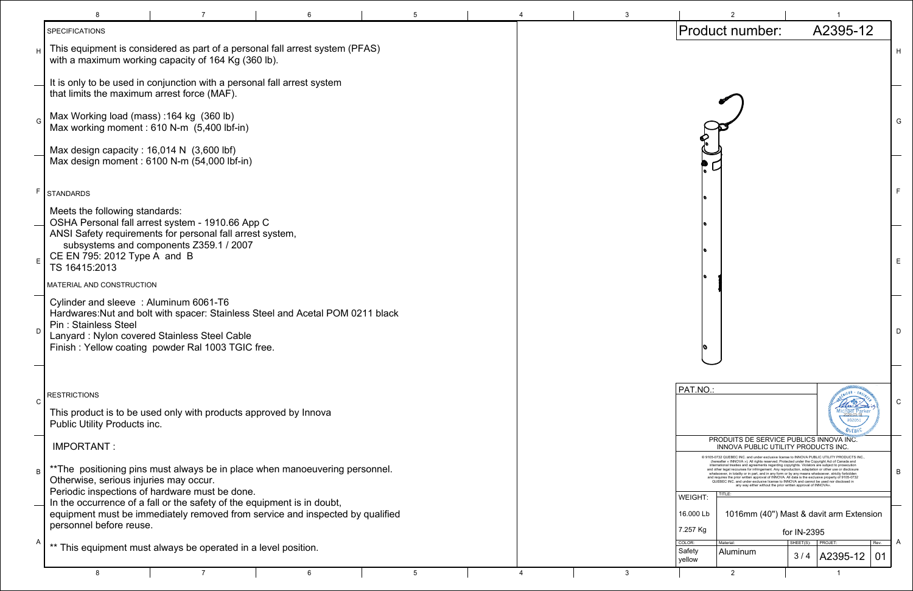## SPECIFICATIONS

This equipment is considered as part of a personal fall arrest system (PFAS) with a maximum working capacity of 164 Kg (360 lb).

It is only to be used in conjunction with a personal fall arrest system that limits the maximum arrest force (MAF).

Max Working load (mass) :164 kg (360 lb)
Max working moment : 610 N-m (5,400 lbf-in)

Max design capacity : 16,014 N (3,600 lbf)
Max design moment : 6100 N-m (54,000 lbf-in)

## STANDARDS

Meets the following standards:
OSHA Personal fall arrest system - 1910.66 App C
ANSI Safety requirements for personal fall arrest system, subsystems and components Z359.1 / 2007
CE EN 795: 2012 Type A and B
TS 16415:2013

## MATERIAL AND CONSTRUCTION

Cylinder and sleeve : Aluminum 6061-T6
Hardwares:Nut and bolt with spacer: Stainless Steel and Acetal POM 0211 black
Pin : Stainless Steel
Lanyard : Nylon covered Stainless Steel Cable
Finish : Yellow coating powder Ral 1003 TGIC free.

## RESTRICTIONS

This product is to be used only with products approved by Innova Public Utility Products inc.

IMPORTANT :

**The positioning pins must always be in place when manoeuvering personnel. Otherwise, serious injuries may occur.
Periodic inspections of hardware must be done.
In the occurrence of a fall or the safety of the equipment is in doubt, equipment must be immediately removed from service and inspected by qualified personnel before reuse.

** This equipment must always be operated in a level position.

---

Product number: A2395-12

PAT.NO.:

PRODUITS DE SERVICE PUBLICS INNOVA INC.
INNOVA PUBLIC UTILITY PRODUCTS INC.

© 9105-0732 QUEBEC INC. and under exclusive license to INNOVA PUBLIC UTILITY PRODUCTS INC., (hereafter « INNOVA »). All rights reserved. Protected under the Copyright Act of Canada and international treaties and agreements regarding copyrights. Violators are subject to prosecution and other legal recourses for infringement. Any reproduction, adaptation or other use or disclosure whatsoever, in totality or in part, and in any form or by any means whatsoever, strictly forbidden and requires the prior written approval of INNOVA. All data is the exclusive property of 9105-0732 QUEBEC INC. and under exclusive license to INNOVA and cannot be used nor disclosed in any way either without the prior written approval of INNOVA».

| WEIGHT: | TITLE: | | | |
|---|---|---|---|---|
| 16.000 Lb | 1016mm (40") Mast & davit arm Extension | | | |
| 7.257 Kg | for IN-2395 | | | |
| COLOR: Safety yellow | Material: Aluminum | SHEET(S): 3 / 4 | PROJET: A2395-12 | Rev. 01 |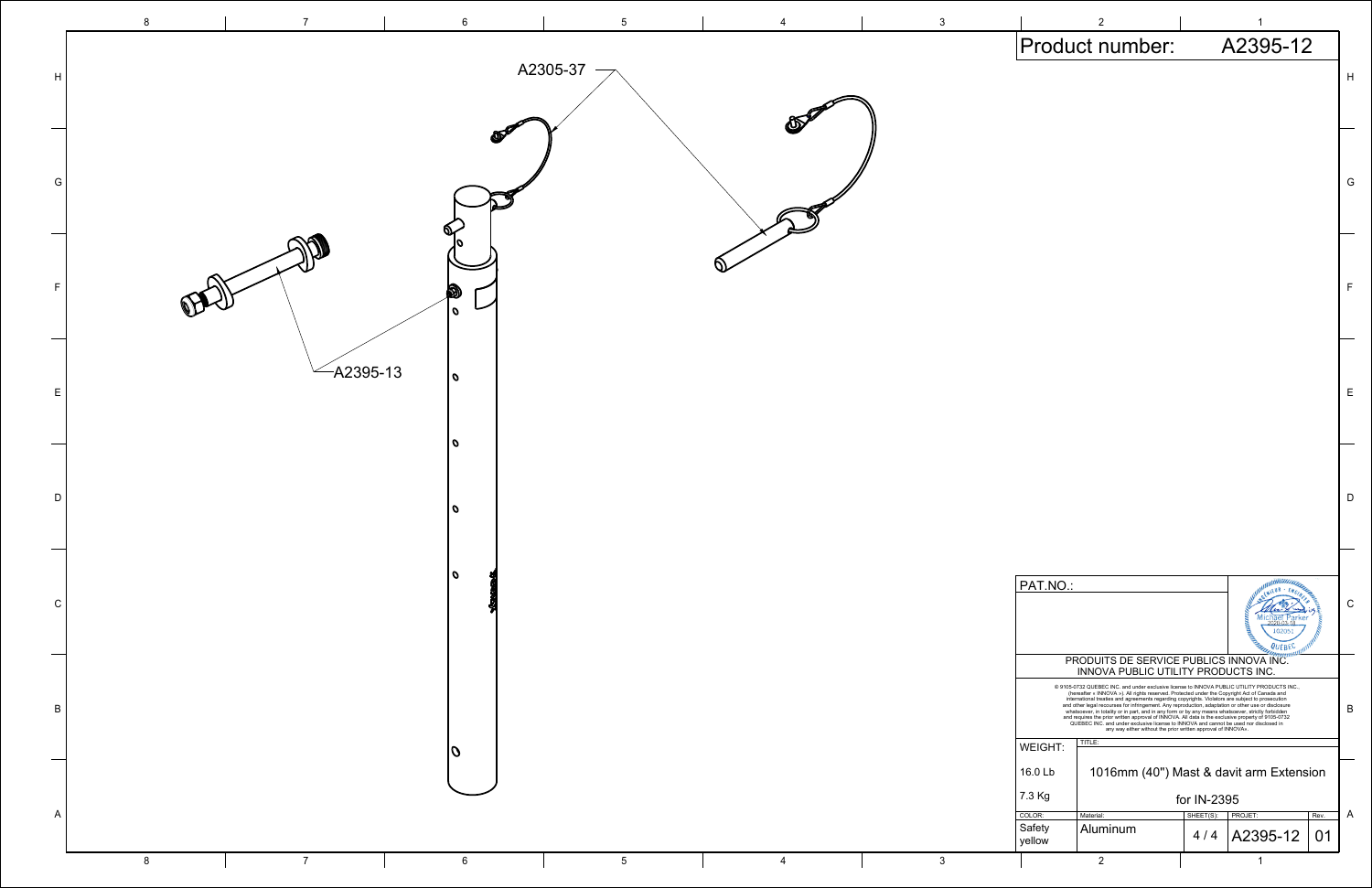Product number: A2395-12

A2305-37

A2395-13

PAT.NO.:

PRODUITS DE SERVICE PUBLICS INNOVA INC.
INNOVA PUBLIC UTILITY PRODUCTS INC.

® 9105-0732 QUEBEC INC. and under exclusive license to INNOVA PUBLIC UTILITY PRODUCTS INC., (hereafter « INNOVA »). All rights reserved. Protected under the Copyright Act of Canada and international treaties and agreements regarding copyrights. Violators are subject to prosecution and other legal recourses for infringement. Any reproduction, adaptation or other use or disclosure whatsoever, in totality or in part, and in any form or by any means whatsoever, strictly forbidden and requires the prior written approval of INNOVA. All data is the exclusive property of 9105-0732 QUEBEC INC. and under exclusive license to INNOVA and cannot be used nor disclosed in any way either without the prior written approval of INNOVA».

| | | | | |
|---|---|---|---|---|
| WEIGHT: 16.0 Lb 7.3 Kg | TITLE: 1016mm (40") Mast & davit arm Extension for IN-2395 | | | |
| COLOR: Safety yellow | Material: Aluminum | SHEET(S): 4 / 4 | PROJET: A2395-12 | Rev. 01 |